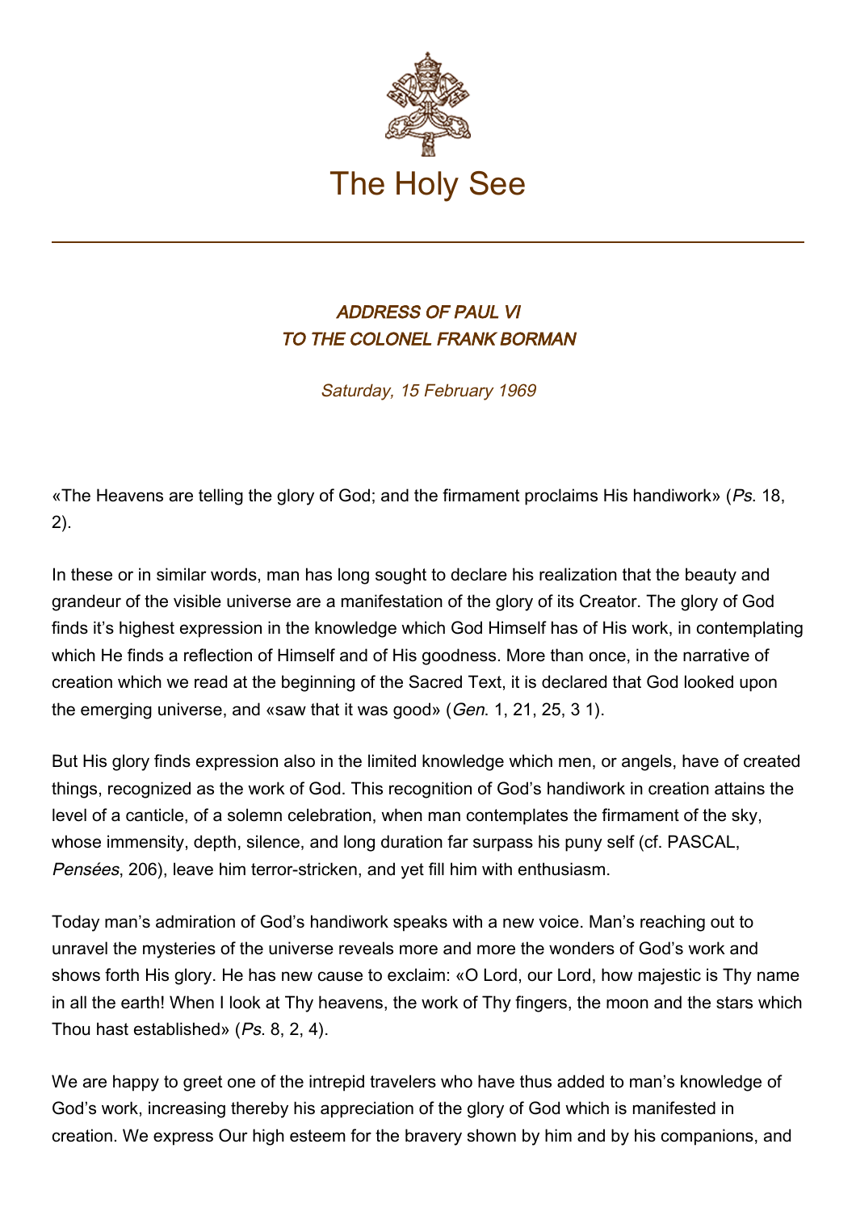# The Holy See

## *ADDRESS OF PAUL VI TO THE COLONEL FRANK BORMAN*

*Saturday, 15 February 1969*

«The Heavens are telling the glory of God; and the firmament proclaims His handiwork» (*Ps*. 18, 2).

In these or in similar words, man has long sought to declare his realization that the beauty and grandeur of the visible universe are a manifestation of the glory of its Creator. The glory of God finds it's highest expression in the knowledge which God Himself has of His work, in contemplating which He finds a reflection of Himself and of His goodness. More than once, in the narrative of creation which we read at the beginning of the Sacred Text, it is declared that God looked upon the emerging universe, and «saw that it was good» (*Gen*. 1, 21, 25, 3 1).

But His glory finds expression also in the limited knowledge which men, or angels, have of created things, recognized as the work of God. This recognition of God's handiwork in creation attains the level of a canticle, of a solemn celebration, when man contemplates the firmament of the sky, whose immensity, depth, silence, and long duration far surpass his puny self (cf. PASCAL, *Pensées*, 206), leave him terror-stricken, and yet fill him with enthusiasm.

Today man's admiration of God's handiwork speaks with a new voice. Man's reaching out to unravel the mysteries of the universe reveals more and more the wonders of God's work and shows forth His glory. He has new cause to exclaim: «O Lord, our Lord, how majestic is Thy name in all the earth! When I look at Thy heavens, the work of Thy fingers, the moon and the stars which Thou hast established» (*Ps*. 8, 2, 4).

We are happy to greet one of the intrepid travelers who have thus added to man's knowledge of God's work, increasing thereby his appreciation of the glory of God which is manifested in creation. We express Our high esteem for the bravery shown by him and by his companions, and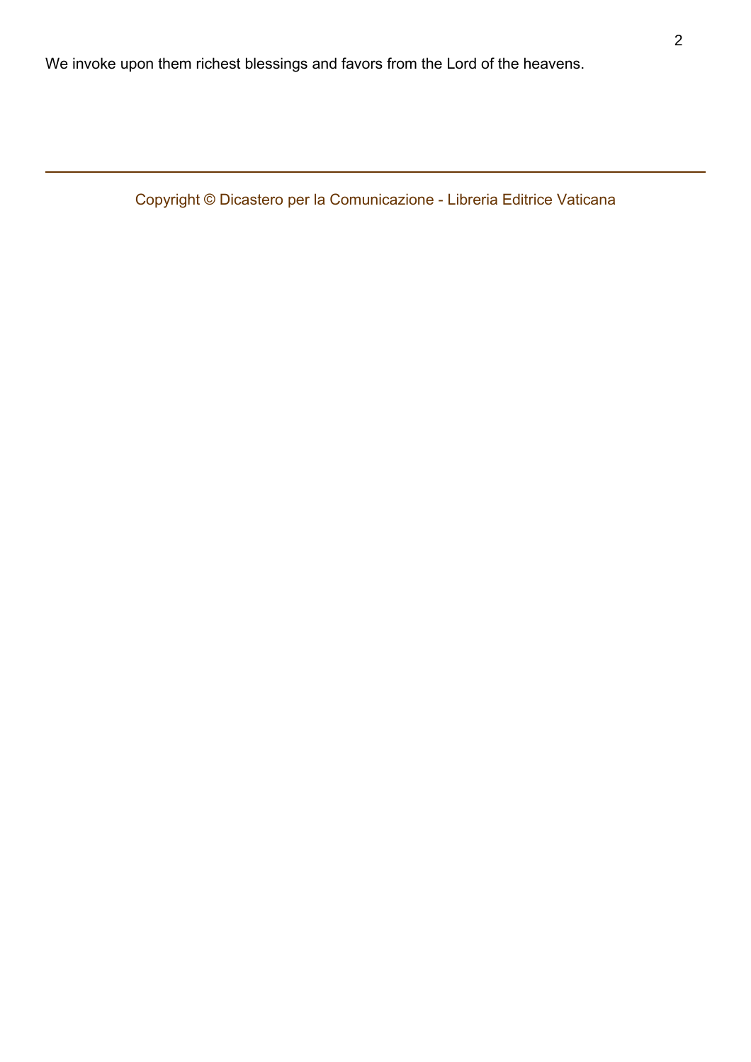We invoke upon them richest blessings and favors from the Lord of the heavens.

---

Copyright © Dicastero per la Comunicazione - Libreria Editrice Vaticana